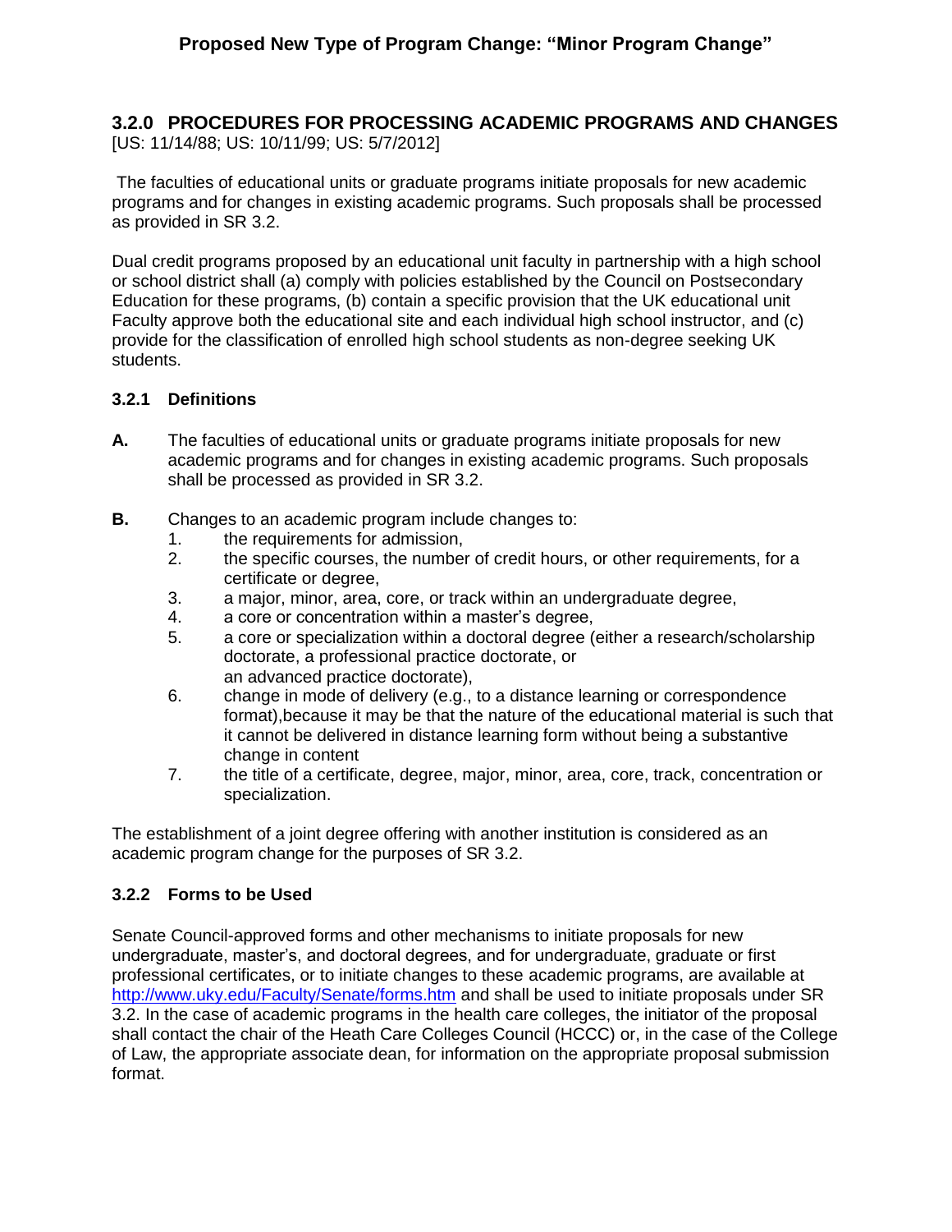# Proposed New Type of Program Change: "Minor Program Change"

## 3.2.0 PROCEDURES FOR PROCESSING ACADEMIC PROGRAMS AND CHANGES

[US: 11/14/88; US: 10/11/99; US: 5/7/2012]

The faculties of educational units or graduate programs initiate proposals for new academic programs and for changes in existing academic programs. Such proposals shall be processed as provided in SR 3.2.

Dual credit programs proposed by an educational unit faculty in partnership with a high school or school district shall (a) comply with policies established by the Council on Postsecondary Education for these programs, (b) contain a specific provision that the UK educational unit Faculty approve both the educational site and each individual high school instructor, and (c) provide for the classification of enrolled high school students as non-degree seeking UK students.

### 3.2.1 Definitions

**A.** The faculties of educational units or graduate programs initiate proposals for new academic programs and for changes in existing academic programs. Such proposals shall be processed as provided in SR 3.2.

**B.** Changes to an academic program include changes to:

1. the requirements for admission,
2. the specific courses, the number of credit hours, or other requirements, for a certificate or degree,
3. a major, minor, area, core, or track within an undergraduate degree,
4. a core or concentration within a master's degree,
5. a core or specialization within a doctoral degree (either a research/scholarship doctorate, a professional practice doctorate, or an advanced practice doctorate),
6. change in mode of delivery (e.g., to a distance learning or correspondence format),because it may be that the nature of the educational material is such that it cannot be delivered in distance learning form without being a substantive change in content
7. the title of a certificate, degree, major, minor, area, core, track, concentration or specialization.

The establishment of a joint degree offering with another institution is considered as an academic program change for the purposes of SR 3.2.

### 3.2.2 Forms to be Used

Senate Council-approved forms and other mechanisms to initiate proposals for new undergraduate, master's, and doctoral degrees, and for undergraduate, graduate or first professional certificates, or to initiate changes to these academic programs, are available at http://www.uky.edu/Faculty/Senate/forms.htm and shall be used to initiate proposals under SR 3.2. In the case of academic programs in the health care colleges, the initiator of the proposal shall contact the chair of the Heath Care Colleges Council (HCCC) or, in the case of the College of Law, the appropriate associate dean, for information on the appropriate proposal submission format.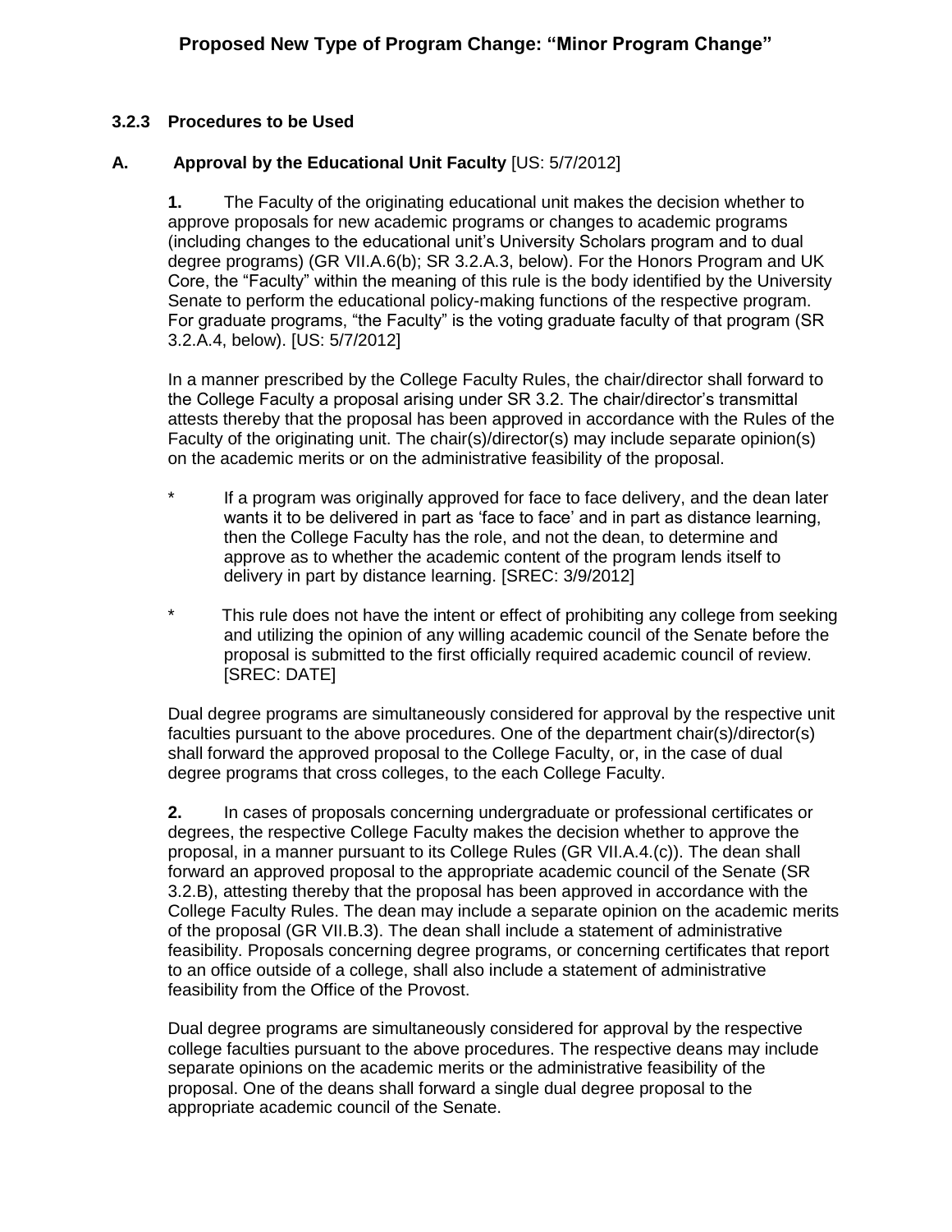## Proposed New Type of Program Change: "Minor Program Change"

### 3.2.3 Procedures to be Used

### A. Approval by the Educational Unit Faculty [US: 5/7/2012]

**1.** The Faculty of the originating educational unit makes the decision whether to approve proposals for new academic programs or changes to academic programs (including changes to the educational unit's University Scholars program and to dual degree programs) (GR VII.A.6(b); SR 3.2.A.3, below). For the Honors Program and UK Core, the "Faculty" within the meaning of this rule is the body identified by the University Senate to perform the educational policy-making functions of the respective program. For graduate programs, "the Faculty" is the voting graduate faculty of that program (SR 3.2.A.4, below). [US: 5/7/2012]

In a manner prescribed by the College Faculty Rules, the chair/director shall forward to the College Faculty a proposal arising under SR 3.2. The chair/director's transmittal attests thereby that the proposal has been approved in accordance with the Rules of the Faculty of the originating unit. The chair(s)/director(s) may include separate opinion(s) on the academic merits or on the administrative feasibility of the proposal.

* If a program was originally approved for face to face delivery, and the dean later wants it to be delivered in part as 'face to face' and in part as distance learning, then the College Faculty has the role, and not the dean, to determine and approve as to whether the academic content of the program lends itself to delivery in part by distance learning. [SREC: 3/9/2012]

* This rule does not have the intent or effect of prohibiting any college from seeking and utilizing the opinion of any willing academic council of the Senate before the proposal is submitted to the first officially required academic council of review. [SREC: DATE]

Dual degree programs are simultaneously considered for approval by the respective unit faculties pursuant to the above procedures. One of the department chair(s)/director(s) shall forward the approved proposal to the College Faculty, or, in the case of dual degree programs that cross colleges, to the each College Faculty.

**2.** In cases of proposals concerning undergraduate or professional certificates or degrees, the respective College Faculty makes the decision whether to approve the proposal, in a manner pursuant to its College Rules (GR VII.A.4.(c)). The dean shall forward an approved proposal to the appropriate academic council of the Senate (SR 3.2.B), attesting thereby that the proposal has been approved in accordance with the College Faculty Rules. The dean may include a separate opinion on the academic merits of the proposal (GR VII.B.3). The dean shall include a statement of administrative feasibility. Proposals concerning degree programs, or concerning certificates that report to an office outside of a college, shall also include a statement of administrative feasibility from the Office of the Provost.

Dual degree programs are simultaneously considered for approval by the respective college faculties pursuant to the above procedures. The respective deans may include separate opinions on the academic merits or the administrative feasibility of the proposal. One of the deans shall forward a single dual degree proposal to the appropriate academic council of the Senate.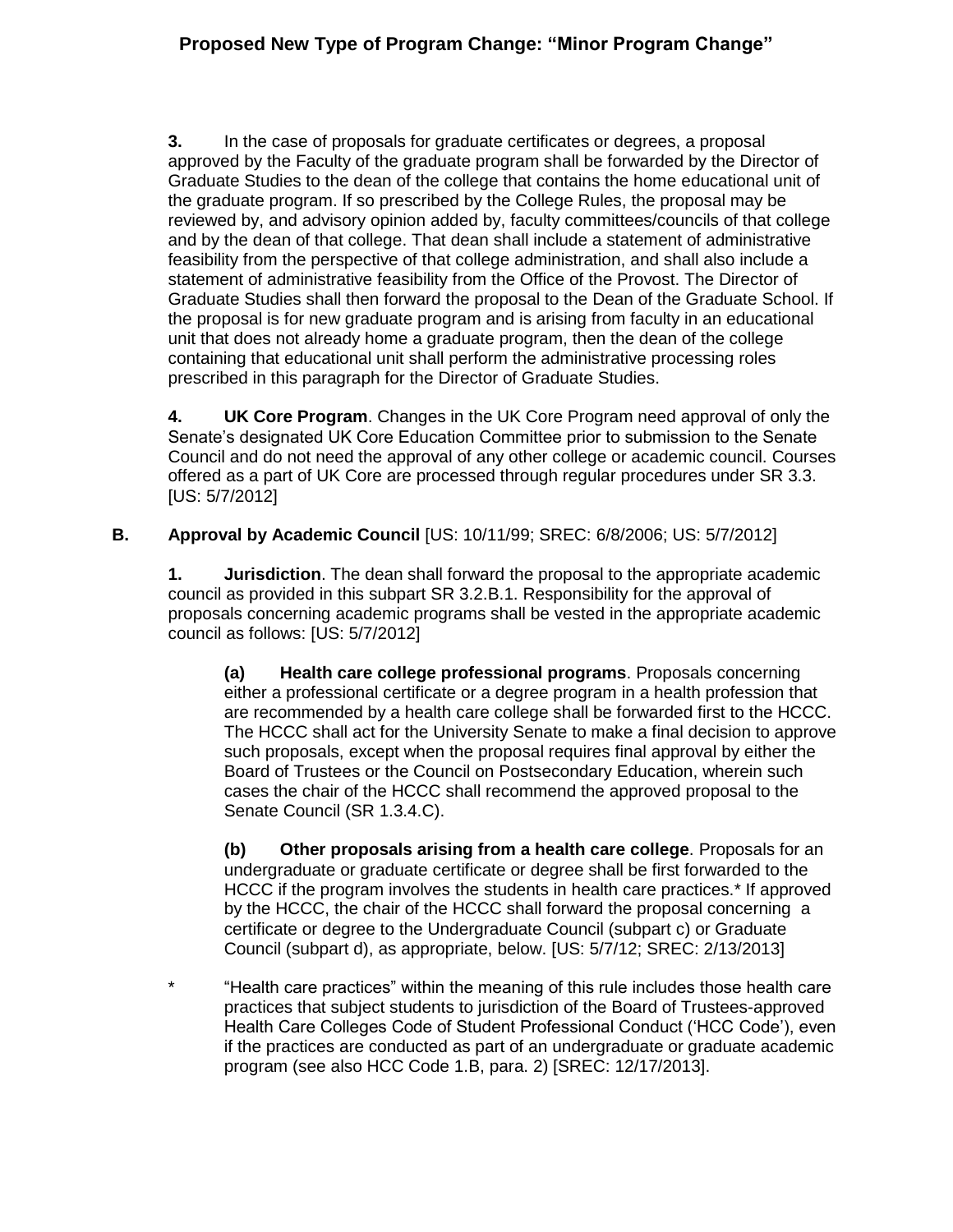**3.** In the case of proposals for graduate certificates or degrees, a proposal approved by the Faculty of the graduate program shall be forwarded by the Director of Graduate Studies to the dean of the college that contains the home educational unit of the graduate program. If so prescribed by the College Rules, the proposal may be reviewed by, and advisory opinion added by, faculty committees/councils of that college and by the dean of that college. That dean shall include a statement of administrative feasibility from the perspective of that college administration, and shall also include a statement of administrative feasibility from the Office of the Provost. The Director of Graduate Studies shall then forward the proposal to the Dean of the Graduate School. If the proposal is for new graduate program and is arising from faculty in an educational unit that does not already home a graduate program, then the dean of the college containing that educational unit shall perform the administrative processing roles prescribed in this paragraph for the Director of Graduate Studies.

**4. UK Core Program**. Changes in the UK Core Program need approval of only the Senate's designated UK Core Education Committee prior to submission to the Senate Council and do not need the approval of any other college or academic council. Courses offered as a part of UK Core are processed through regular procedures under SR 3.3. [US: 5/7/2012]

**B. Approval by Academic Council** [US: 10/11/99; SREC: 6/8/2006; US: 5/7/2012]

**1. Jurisdiction**. The dean shall forward the proposal to the appropriate academic council as provided in this subpart SR 3.2.B.1. Responsibility for the approval of proposals concerning academic programs shall be vested in the appropriate academic council as follows: [US: 5/7/2012]

**(a) Health care college professional programs**. Proposals concerning either a professional certificate or a degree program in a health profession that are recommended by a health care college shall be forwarded first to the HCCC. The HCCC shall act for the University Senate to make a final decision to approve such proposals, except when the proposal requires final approval by either the Board of Trustees or the Council on Postsecondary Education, wherein such cases the chair of the HCCC shall recommend the approved proposal to the Senate Council (SR 1.3.4.C).

**(b) Other proposals arising from a health care college**. Proposals for an undergraduate or graduate certificate or degree shall be first forwarded to the HCCC if the program involves the students in health care practices.* If approved by the HCCC, the chair of the HCCC shall forward the proposal concerning a certificate or degree to the Undergraduate Council (subpart c) or Graduate Council (subpart d), as appropriate, below. [US: 5/7/12; SREC: 2/13/2013]

\* "Health care practices" within the meaning of this rule includes those health care practices that subject students to jurisdiction of the Board of Trustees-approved Health Care Colleges Code of Student Professional Conduct ('HCC Code'), even if the practices are conducted as part of an undergraduate or graduate academic program (see also HCC Code 1.B, para. 2) [SREC: 12/17/2013].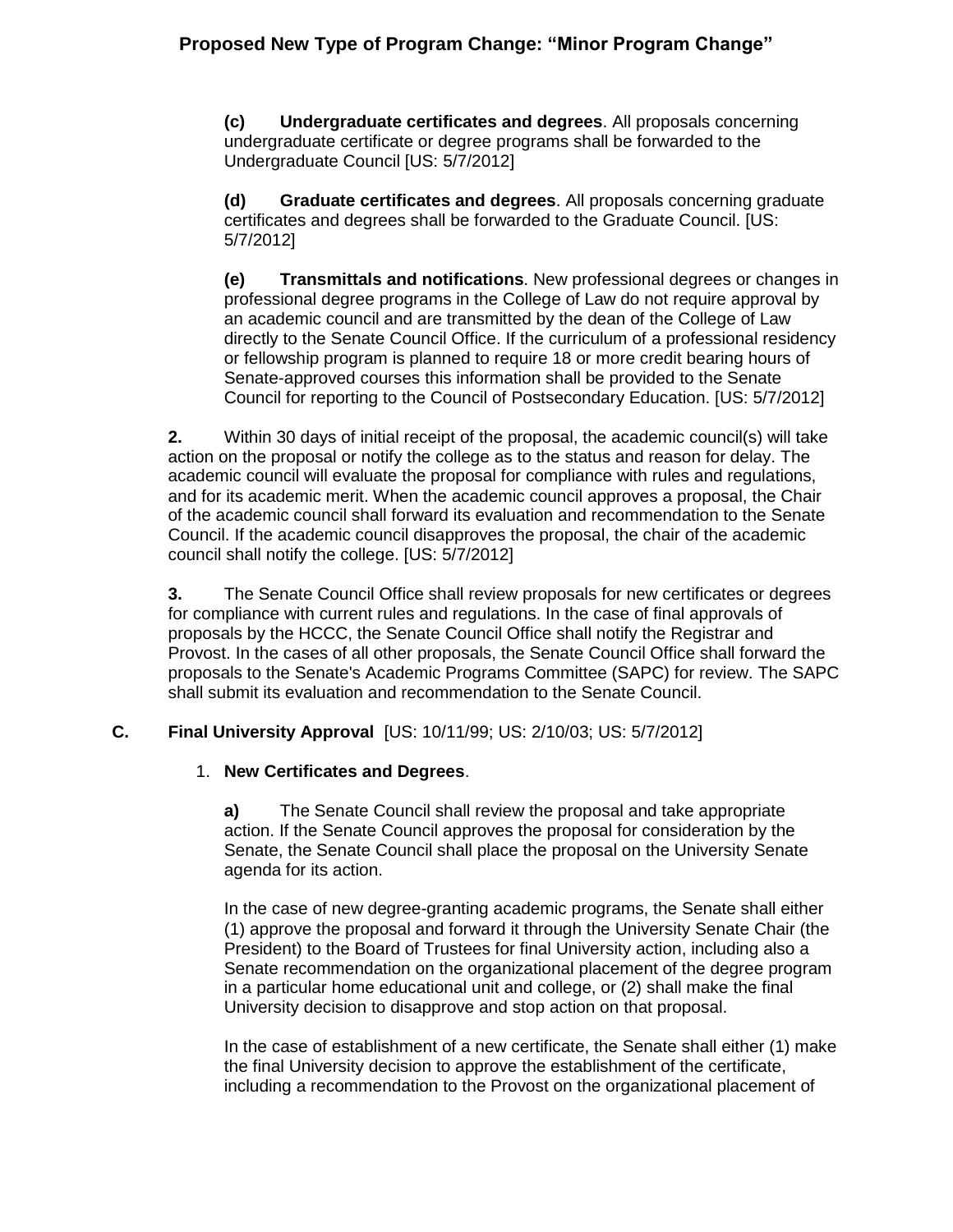**(c) Undergraduate certificates and degrees**. All proposals concerning undergraduate certificate or degree programs shall be forwarded to the Undergraduate Council [US: 5/7/2012]

**(d) Graduate certificates and degrees**. All proposals concerning graduate certificates and degrees shall be forwarded to the Graduate Council. [US: 5/7/2012]

**(e) Transmittals and notifications**. New professional degrees or changes in professional degree programs in the College of Law do not require approval by an academic council and are transmitted by the dean of the College of Law directly to the Senate Council Office. If the curriculum of a professional residency or fellowship program is planned to require 18 or more credit bearing hours of Senate-approved courses this information shall be provided to the Senate Council for reporting to the Council of Postsecondary Education. [US: 5/7/2012]

**2.** Within 30 days of initial receipt of the proposal, the academic council(s) will take action on the proposal or notify the college as to the status and reason for delay. The academic council will evaluate the proposal for compliance with rules and regulations, and for its academic merit. When the academic council approves a proposal, the Chair of the academic council shall forward its evaluation and recommendation to the Senate Council. If the academic council disapproves the proposal, the chair of the academic council shall notify the college. [US: 5/7/2012]

**3.** The Senate Council Office shall review proposals for new certificates or degrees for compliance with current rules and regulations. In the case of final approvals of proposals by the HCCC, the Senate Council Office shall notify the Registrar and Provost. In the cases of all other proposals, the Senate Council Office shall forward the proposals to the Senate's Academic Programs Committee (SAPC) for review. The SAPC shall submit its evaluation and recommendation to the Senate Council.

**C. Final University Approval** [US: 10/11/99; US: 2/10/03; US: 5/7/2012]

1. **New Certificates and Degrees**.

**a)** The Senate Council shall review the proposal and take appropriate action. If the Senate Council approves the proposal for consideration by the Senate, the Senate Council shall place the proposal on the University Senate agenda for its action.

In the case of new degree-granting academic programs, the Senate shall either (1) approve the proposal and forward it through the University Senate Chair (the President) to the Board of Trustees for final University action, including also a Senate recommendation on the organizational placement of the degree program in a particular home educational unit and college, or (2) shall make the final University decision to disapprove and stop action on that proposal.

In the case of establishment of a new certificate, the Senate shall either (1) make the final University decision to approve the establishment of the certificate, including a recommendation to the Provost on the organizational placement of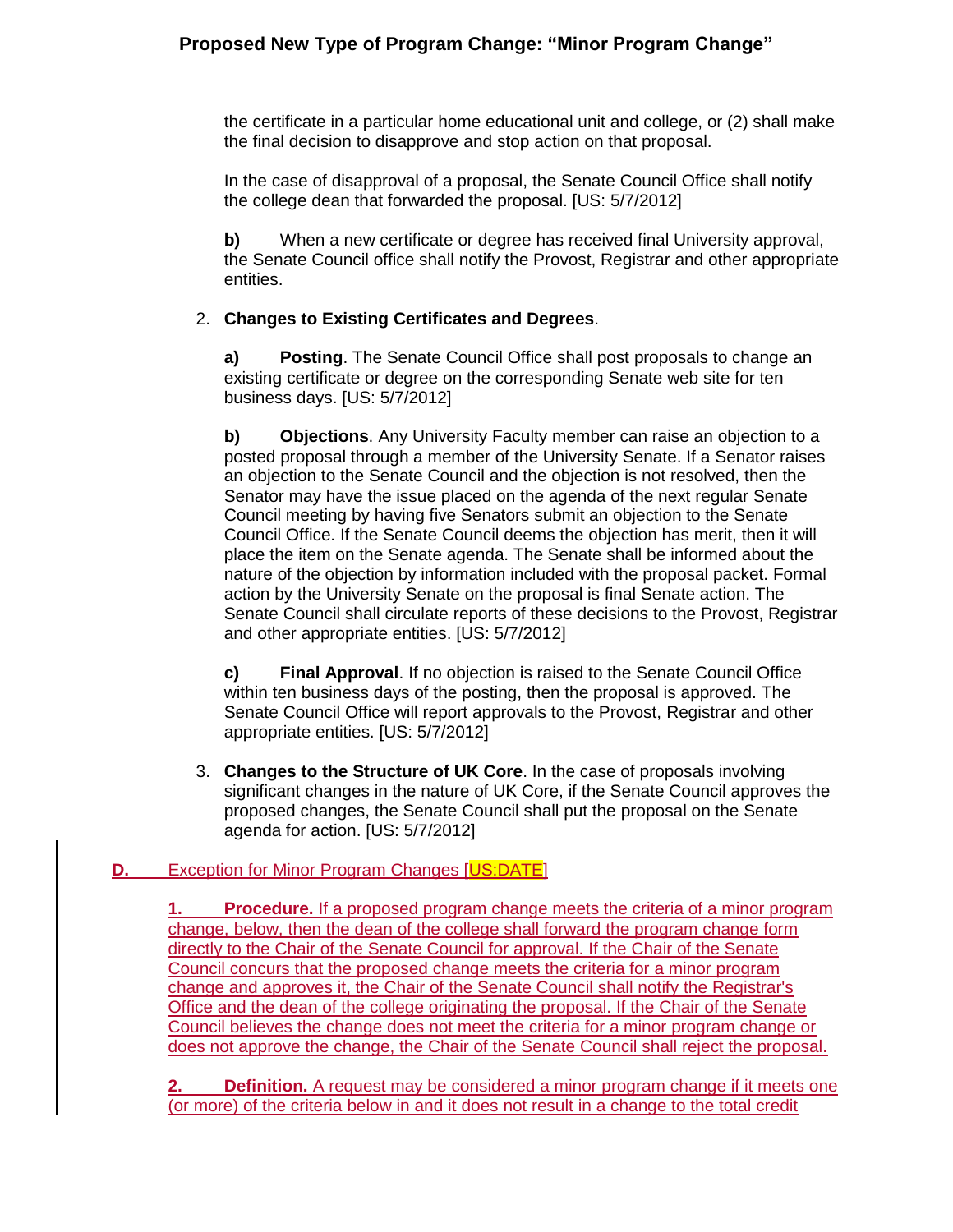the certificate in a particular home educational unit and college, or (2) shall make the final decision to disapprove and stop action on that proposal.

In the case of disapproval of a proposal, the Senate Council Office shall notify the college dean that forwarded the proposal. [US: 5/7/2012]

**b)** When a new certificate or degree has received final University approval, the Senate Council office shall notify the Provost, Registrar and other appropriate entities.

2. **Changes to Existing Certificates and Degrees**.

   **a)** **Posting**. The Senate Council Office shall post proposals to change an existing certificate or degree on the corresponding Senate web site for ten business days. [US: 5/7/2012]

   **b)** **Objections**. Any University Faculty member can raise an objection to a posted proposal through a member of the University Senate. If a Senator raises an objection to the Senate Council and the objection is not resolved, then the Senator may have the issue placed on the agenda of the next regular Senate Council meeting by having five Senators submit an objection to the Senate Council Office. If the Senate Council deems the objection has merit, then it will place the item on the Senate agenda. The Senate shall be informed about the nature of the objection by information included with the proposal packet. Formal action by the University Senate on the proposal is final Senate action. The Senate Council shall circulate reports of these decisions to the Provost, Registrar and other appropriate entities. [US: 5/7/2012]

   **c)** **Final Approval**. If no objection is raised to the Senate Council Office within ten business days of the posting, then the proposal is approved. The Senate Council Office will report approvals to the Provost, Registrar and other appropriate entities. [US: 5/7/2012]

3. **Changes to the Structure of UK Core**. In the case of proposals involving significant changes in the nature of UK Core, if the Senate Council approves the proposed changes, the Senate Council shall put the proposal on the Senate agenda for action. [US: 5/7/2012]

**D.** Exception for Minor Program Changes [US:DATE]

**1.** **Procedure.** If a proposed program change meets the criteria of a minor program change, below, then the dean of the college shall forward the program change form directly to the Chair of the Senate Council for approval. If the Chair of the Senate Council concurs that the proposed change meets the criteria for a minor program change and approves it, the Chair of the Senate Council shall notify the Registrar's Office and the dean of the college originating the proposal. If the Chair of the Senate Council believes the change does not meet the criteria for a minor program change or does not approve the change, the Chair of the Senate Council shall reject the proposal.

**2.** **Definition.** A request may be considered a minor program change if it meets one (or more) of the criteria below in and it does not result in a change to the total credit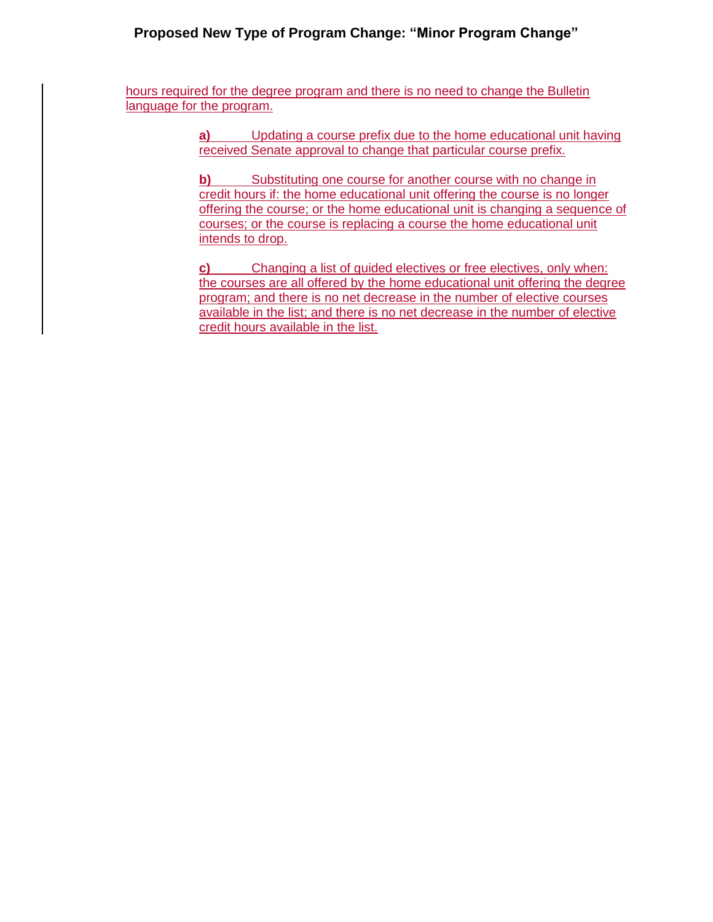hours required for the degree program and there is no need to change the Bulletin language for the program.

**a)** Updating a course prefix due to the home educational unit having received Senate approval to change that particular course prefix.

**b)** Substituting one course for another course with no change in credit hours if: the home educational unit offering the course is no longer offering the course; or the home educational unit is changing a sequence of courses; or the course is replacing a course the home educational unit intends to drop.

**c)** Changing a list of guided electives or free electives, only when: the courses are all offered by the home educational unit offering the degree program; and there is no net decrease in the number of elective courses available in the list; and there is no net decrease in the number of elective credit hours available in the list.